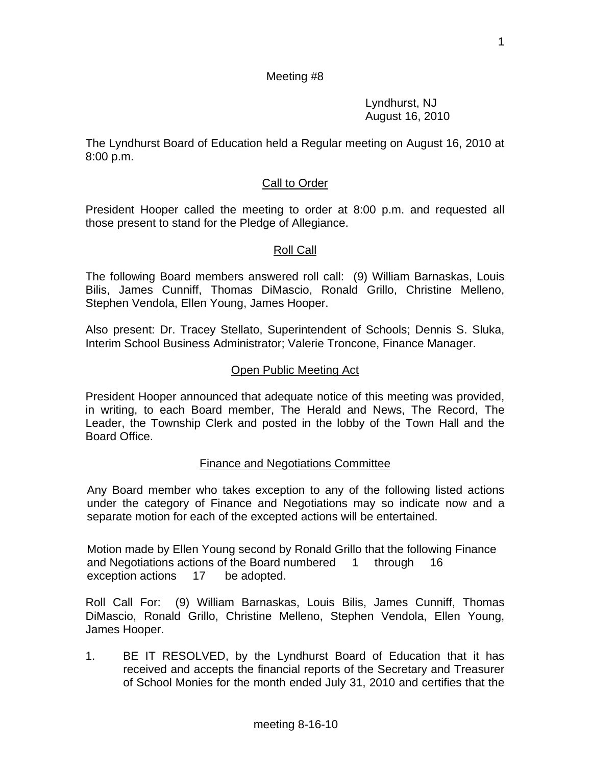Meeting #8

Lyndhurst, NJ
August 16, 2010

The Lyndhurst Board of Education held a Regular meeting on August 16, 2010 at 8:00 p.m.

## Call to Order

President Hooper called the meeting to order at 8:00 p.m. and requested all those present to stand for the Pledge of Allegiance.

## Roll Call

The following Board members answered roll call: (9) William Barnaskas, Louis Bilis, James Cunniff, Thomas DiMascio, Ronald Grillo, Christine Melleno, Stephen Vendola, Ellen Young, James Hooper.

Also present: Dr. Tracey Stellato, Superintendent of Schools; Dennis S. Sluka, Interim School Business Administrator; Valerie Troncone, Finance Manager.

## Open Public Meeting Act

President Hooper announced that adequate notice of this meeting was provided, in writing, to each Board member, The Herald and News, The Record, The Leader, the Township Clerk and posted in the lobby of the Town Hall and the Board Office.

## Finance and Negotiations Committee

Any Board member who takes exception to any of the following listed actions under the category of Finance and Negotiations may so indicate now and a separate motion for each of the excepted actions will be entertained.

Motion made by Ellen Young second by Ronald Grillo that the following Finance and Negotiations actions of the Board numbered 1 through 16 exception actions 17 be adopted.

Roll Call For: (9) William Barnaskas, Louis Bilis, James Cunniff, Thomas DiMascio, Ronald Grillo, Christine Melleno, Stephen Vendola, Ellen Young, James Hooper.

1. BE IT RESOLVED, by the Lyndhurst Board of Education that it has received and accepts the financial reports of the Secretary and Treasurer of School Monies for the month ended July 31, 2010 and certifies that the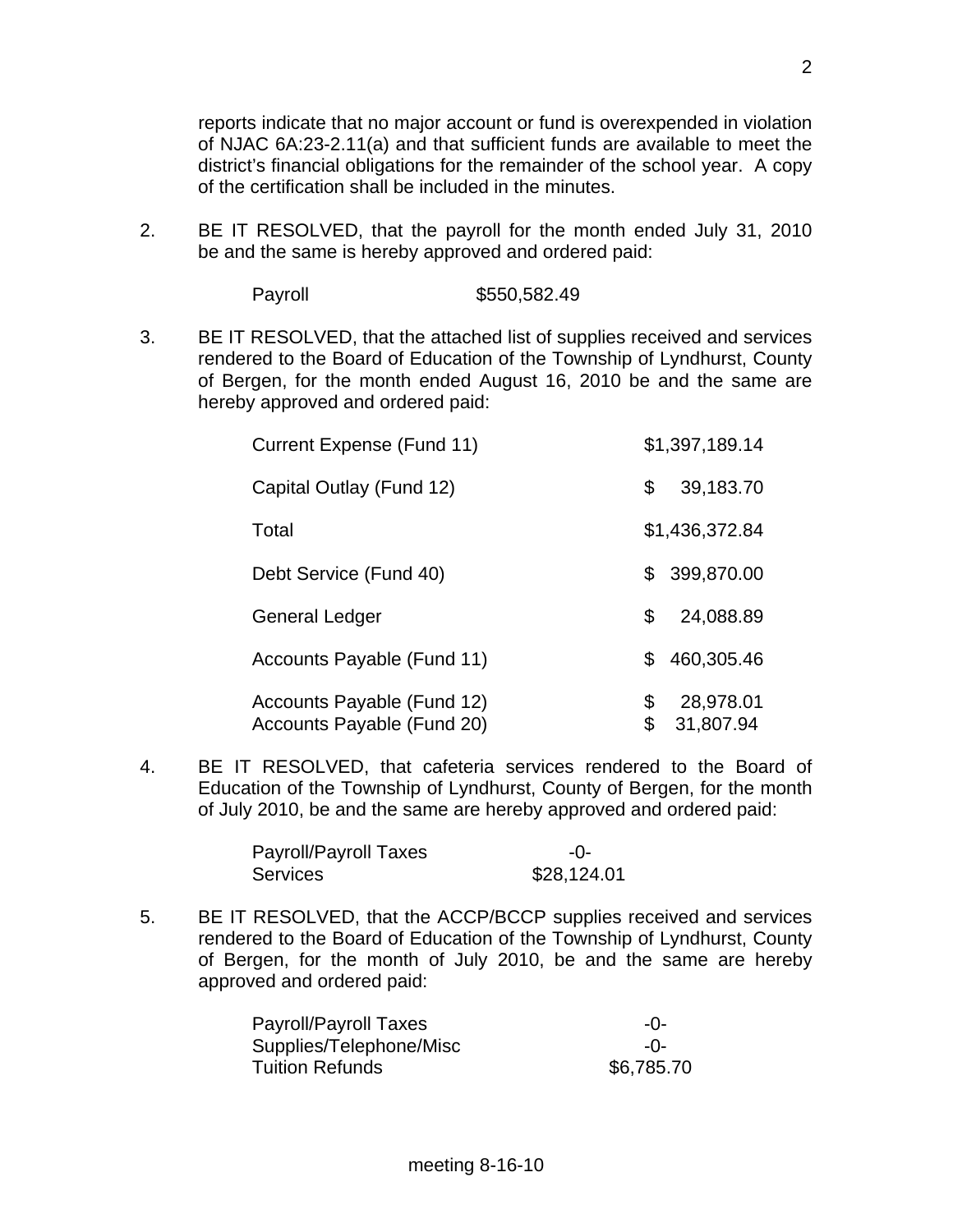reports indicate that no major account or fund is overexpended in violation of NJAC 6A:23-2.11(a) and that sufficient funds are available to meet the district's financial obligations for the remainder of the school year. A copy of the certification shall be included in the minutes.

2. BE IT RESOLVED, that the payroll for the month ended July 31, 2010 be and the same is hereby approved and ordered paid:

| | |
|---|---|
| Payroll | $550,582.49 |

3. BE IT RESOLVED, that the attached list of supplies received and services rendered to the Board of Education of the Township of Lyndhurst, County of Bergen, for the month ended August 16, 2010 be and the same are hereby approved and ordered paid:

| | |
|---|---|
| Current Expense (Fund 11) | $1,397,189.14 |
| Capital Outlay (Fund 12) | $ 39,183.70 |
| Total | $1,436,372.84 |
| Debt Service (Fund 40) | $ 399,870.00 |
| General Ledger | $ 24,088.89 |
| Accounts Payable (Fund 11) | $ 460,305.46 |
| Accounts Payable (Fund 12) | $ 28,978.01 |
| Accounts Payable (Fund 20) | $ 31,807.94 |

4. BE IT RESOLVED, that cafeteria services rendered to the Board of Education of the Township of Lyndhurst, County of Bergen, for the month of July 2010, be and the same are hereby approved and ordered paid:

| | |
|---|---|
| Payroll/Payroll Taxes | -0- |
| Services | $28,124.01 |

5. BE IT RESOLVED, that the ACCP/BCCP supplies received and services rendered to the Board of Education of the Township of Lyndhurst, County of Bergen, for the month of July 2010, be and the same are hereby approved and ordered paid:

| | |
|---|---|
| Payroll/Payroll Taxes | -0- |
| Supplies/Telephone/Misc | -0- |
| Tuition Refunds | $6,785.70 |

meeting 8-16-10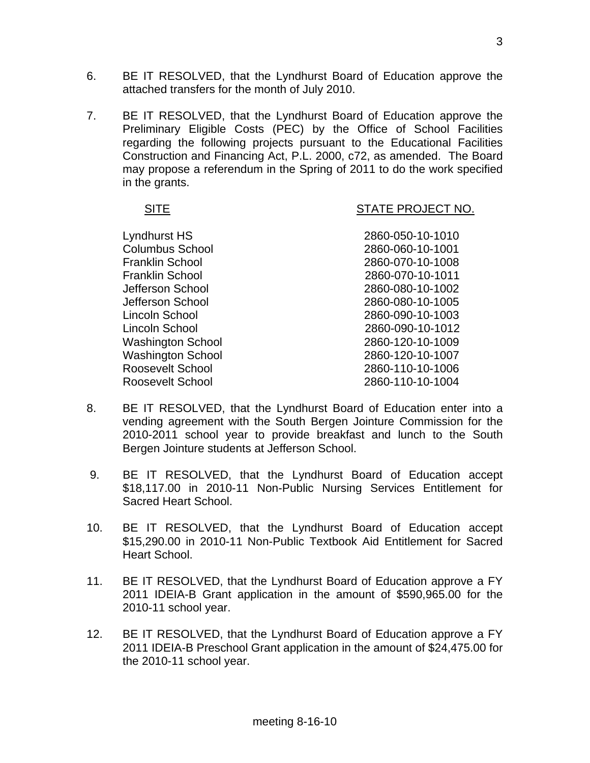6. BE IT RESOLVED, that the Lyndhurst Board of Education approve the attached transfers for the month of July 2010.

7. BE IT RESOLVED, that the Lyndhurst Board of Education approve the Preliminary Eligible Costs (PEC) by the Office of School Facilities regarding the following projects pursuant to the Educational Facilities Construction and Financing Act, P.L. 2000, c72, as amended. The Board may propose a referendum in the Spring of 2011 to do the work specified in the grants.

| SITE | STATE PROJECT NO. |
|---|---|
| Lyndhurst HS | 2860-050-10-1010 |
| Columbus School | 2860-060-10-1001 |
| Franklin School | 2860-070-10-1008 |
| Franklin School | 2860-070-10-1011 |
| Jefferson School | 2860-080-10-1002 |
| Jefferson School | 2860-080-10-1005 |
| Lincoln School | 2860-090-10-1003 |
| Lincoln School | 2860-090-10-1012 |
| Washington School | 2860-120-10-1009 |
| Washington School | 2860-120-10-1007 |
| Roosevelt School | 2860-110-10-1006 |
| Roosevelt School | 2860-110-10-1004 |

8. BE IT RESOLVED, that the Lyndhurst Board of Education enter into a vending agreement with the South Bergen Jointure Commission for the 2010-2011 school year to provide breakfast and lunch to the South Bergen Jointure students at Jefferson School.

9. BE IT RESOLVED, that the Lyndhurst Board of Education accept $18,117.00 in 2010-11 Non-Public Nursing Services Entitlement for Sacred Heart School.

10. BE IT RESOLVED, that the Lyndhurst Board of Education accept $15,290.00 in 2010-11 Non-Public Textbook Aid Entitlement for Sacred Heart School.

11. BE IT RESOLVED, that the Lyndhurst Board of Education approve a FY 2011 IDEIA-B Grant application in the amount of $590,965.00 for the 2010-11 school year.

12. BE IT RESOLVED, that the Lyndhurst Board of Education approve a FY 2011 IDEIA-B Preschool Grant application in the amount of $24,475.00 for the 2010-11 school year.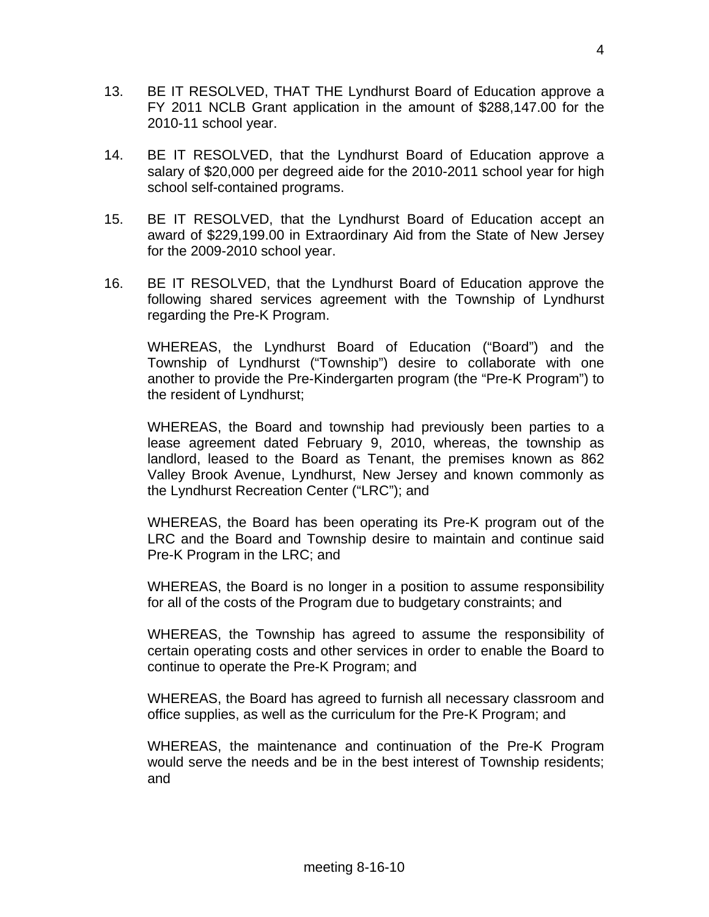13. BE IT RESOLVED, THAT THE Lyndhurst Board of Education approve a FY 2011 NCLB Grant application in the amount of $288,147.00 for the 2010-11 school year.

14. BE IT RESOLVED, that the Lyndhurst Board of Education approve a salary of $20,000 per degreed aide for the 2010-2011 school year for high school self-contained programs.

15. BE IT RESOLVED, that the Lyndhurst Board of Education accept an award of $229,199.00 in Extraordinary Aid from the State of New Jersey for the 2009-2010 school year.

16. BE IT RESOLVED, that the Lyndhurst Board of Education approve the following shared services agreement with the Township of Lyndhurst regarding the Pre-K Program.

    WHEREAS, the Lyndhurst Board of Education ("Board") and the Township of Lyndhurst ("Township") desire to collaborate with one another to provide the Pre-Kindergarten program (the "Pre-K Program") to the resident of Lyndhurst;

    WHEREAS, the Board and township had previously been parties to a lease agreement dated February 9, 2010, whereas, the township as landlord, leased to the Board as Tenant, the premises known as 862 Valley Brook Avenue, Lyndhurst, New Jersey and known commonly as the Lyndhurst Recreation Center ("LRC"); and

    WHEREAS, the Board has been operating its Pre-K program out of the LRC and the Board and Township desire to maintain and continue said Pre-K Program in the LRC; and

    WHEREAS, the Board is no longer in a position to assume responsibility for all of the costs of the Program due to budgetary constraints; and

    WHEREAS, the Township has agreed to assume the responsibility of certain operating costs and other services in order to enable the Board to continue to operate the Pre-K Program; and

    WHEREAS, the Board has agreed to furnish all necessary classroom and office supplies, as well as the curriculum for the Pre-K Program; and

    WHEREAS, the maintenance and continuation of the Pre-K Program would serve the needs and be in the best interest of Township residents; and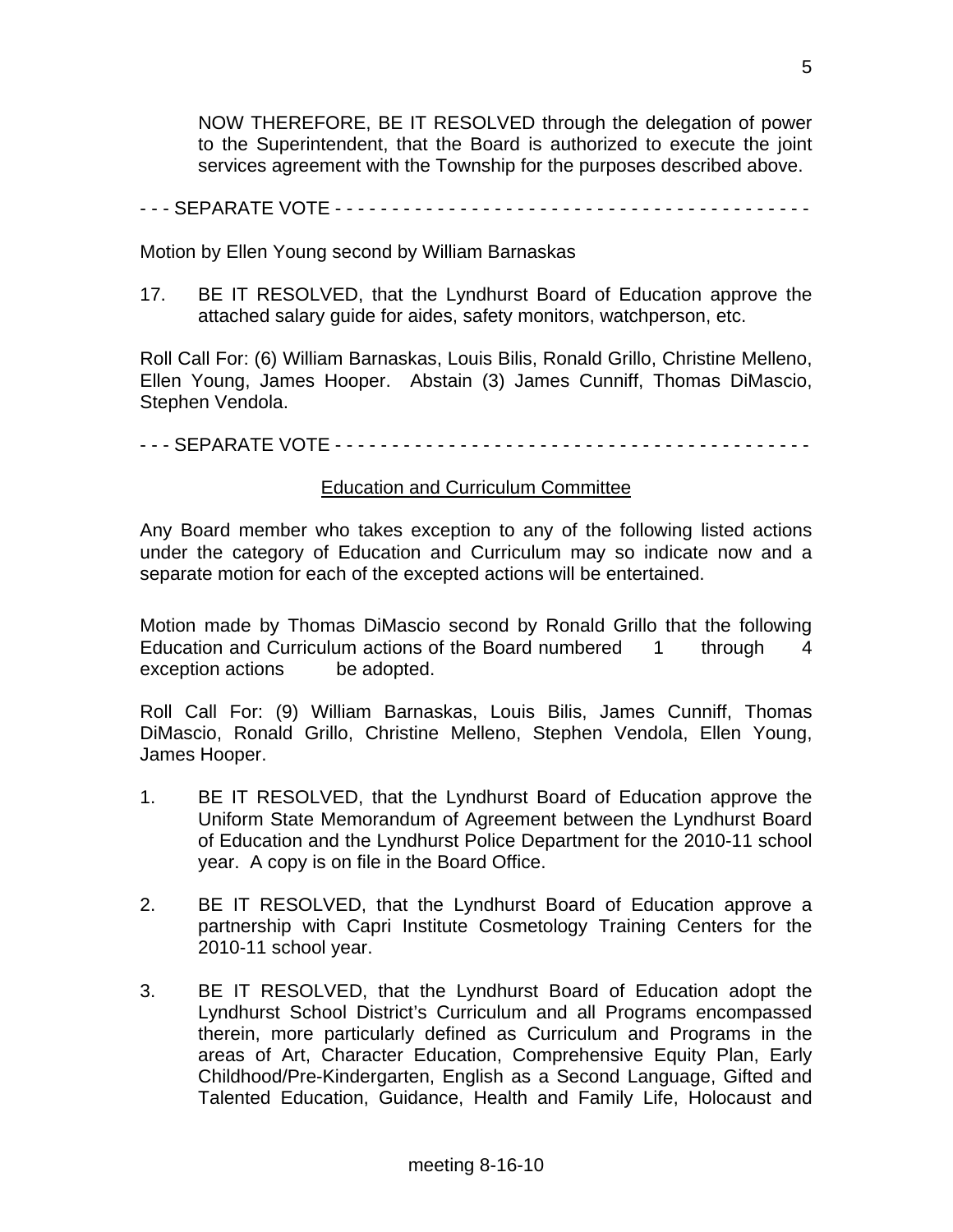NOW THEREFORE, BE IT RESOLVED through the delegation of power to the Superintendent, that the Board is authorized to execute the joint services agreement with the Township for the purposes described above.

- - - SEPARATE VOTE - - - - - - - - - - - - - - - - - - - - - - - - - - - - - - - - - - - - - - - - - -

Motion by Ellen Young second by William Barnaskas

17. BE IT RESOLVED, that the Lyndhurst Board of Education approve the attached salary guide for aides, safety monitors, watchperson, etc.

Roll Call For: (6) William Barnaskas, Louis Bilis, Ronald Grillo, Christine Melleno, Ellen Young, James Hooper. Abstain (3) James Cunniff, Thomas DiMascio, Stephen Vendola.

- - - SEPARATE VOTE - - - - - - - - - - - - - - - - - - - - - - - - - - - - - - - - - - - - - - - - - -

## Education and Curriculum Committee

Any Board member who takes exception to any of the following listed actions under the category of Education and Curriculum may so indicate now and a separate motion for each of the excepted actions will be entertained.

Motion made by Thomas DiMascio second by Ronald Grillo that the following Education and Curriculum actions of the Board numbered 1 through 4 exception actions be adopted.

Roll Call For: (9) William Barnaskas, Louis Bilis, James Cunniff, Thomas DiMascio, Ronald Grillo, Christine Melleno, Stephen Vendola, Ellen Young, James Hooper.

1. BE IT RESOLVED, that the Lyndhurst Board of Education approve the Uniform State Memorandum of Agreement between the Lyndhurst Board of Education and the Lyndhurst Police Department for the 2010-11 school year. A copy is on file in the Board Office.

2. BE IT RESOLVED, that the Lyndhurst Board of Education approve a partnership with Capri Institute Cosmetology Training Centers for the 2010-11 school year.

3. BE IT RESOLVED, that the Lyndhurst Board of Education adopt the Lyndhurst School District's Curriculum and all Programs encompassed therein, more particularly defined as Curriculum and Programs in the areas of Art, Character Education, Comprehensive Equity Plan, Early Childhood/Pre-Kindergarten, English as a Second Language, Gifted and Talented Education, Guidance, Health and Family Life, Holocaust and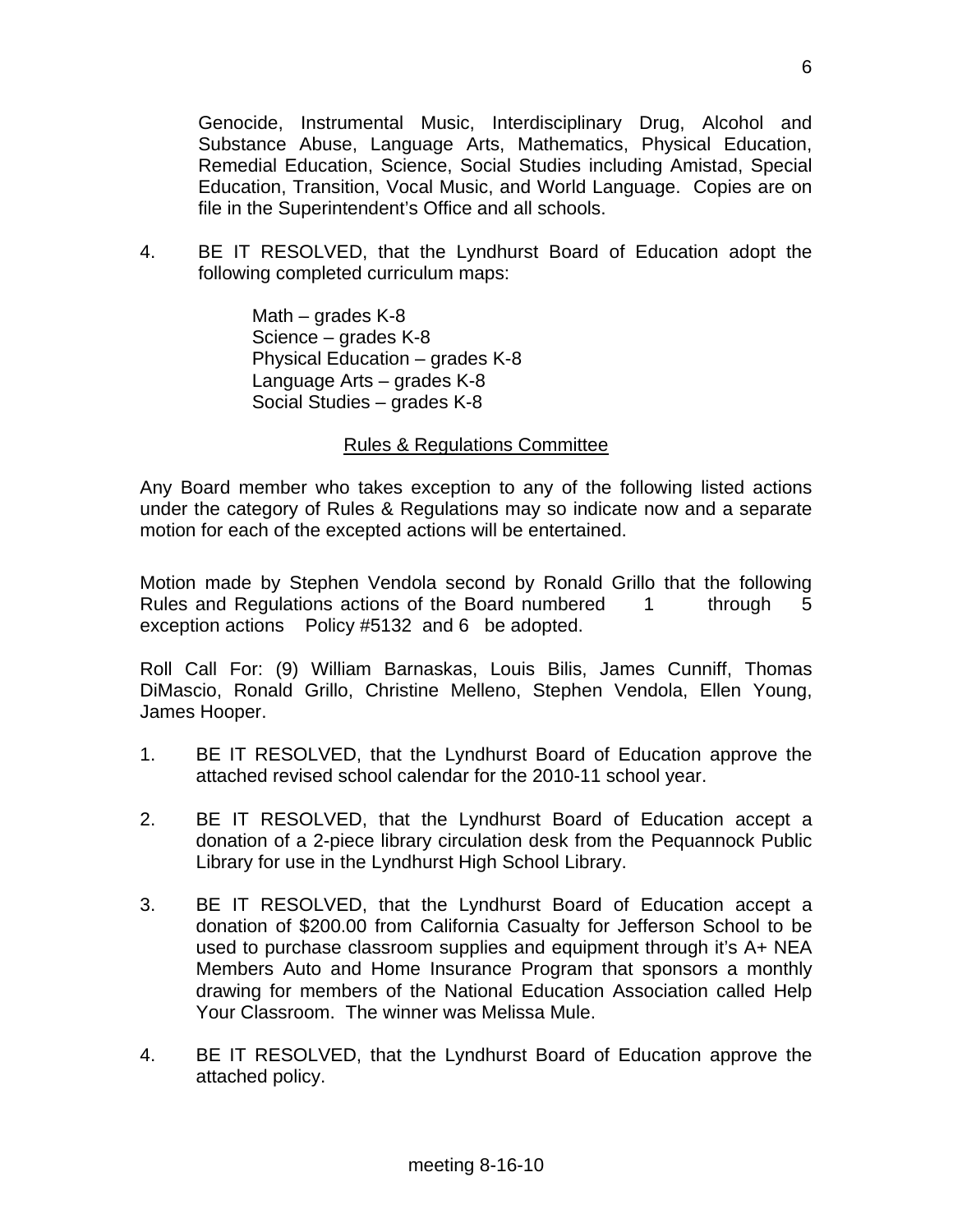Genocide, Instrumental Music, Interdisciplinary Drug, Alcohol and Substance Abuse, Language Arts, Mathematics, Physical Education, Remedial Education, Science, Social Studies including Amistad, Special Education, Transition, Vocal Music, and World Language. Copies are on file in the Superintendent's Office and all schools.

4. BE IT RESOLVED, that the Lyndhurst Board of Education adopt the following completed curriculum maps:

   Math – grades K-8
   Science – grades K-8
   Physical Education – grades K-8
   Language Arts – grades K-8
   Social Studies – grades K-8

## Rules & Regulations Committee

Any Board member who takes exception to any of the following listed actions under the category of Rules & Regulations may so indicate now and a separate motion for each of the excepted actions will be entertained.

Motion made by Stephen Vendola second by Ronald Grillo that the following Rules and Regulations actions of the Board numbered 1 through 5 exception actions Policy #5132 and 6 be adopted.

Roll Call For: (9) William Barnaskas, Louis Bilis, James Cunniff, Thomas DiMascio, Ronald Grillo, Christine Melleno, Stephen Vendola, Ellen Young, James Hooper.

1. BE IT RESOLVED, that the Lyndhurst Board of Education approve the attached revised school calendar for the 2010-11 school year.

2. BE IT RESOLVED, that the Lyndhurst Board of Education accept a donation of a 2-piece library circulation desk from the Pequannock Public Library for use in the Lyndhurst High School Library.

3. BE IT RESOLVED, that the Lyndhurst Board of Education accept a donation of $200.00 from California Casualty for Jefferson School to be used to purchase classroom supplies and equipment through it's A+ NEA Members Auto and Home Insurance Program that sponsors a monthly drawing for members of the National Education Association called Help Your Classroom. The winner was Melissa Mule.

4. BE IT RESOLVED, that the Lyndhurst Board of Education approve the attached policy.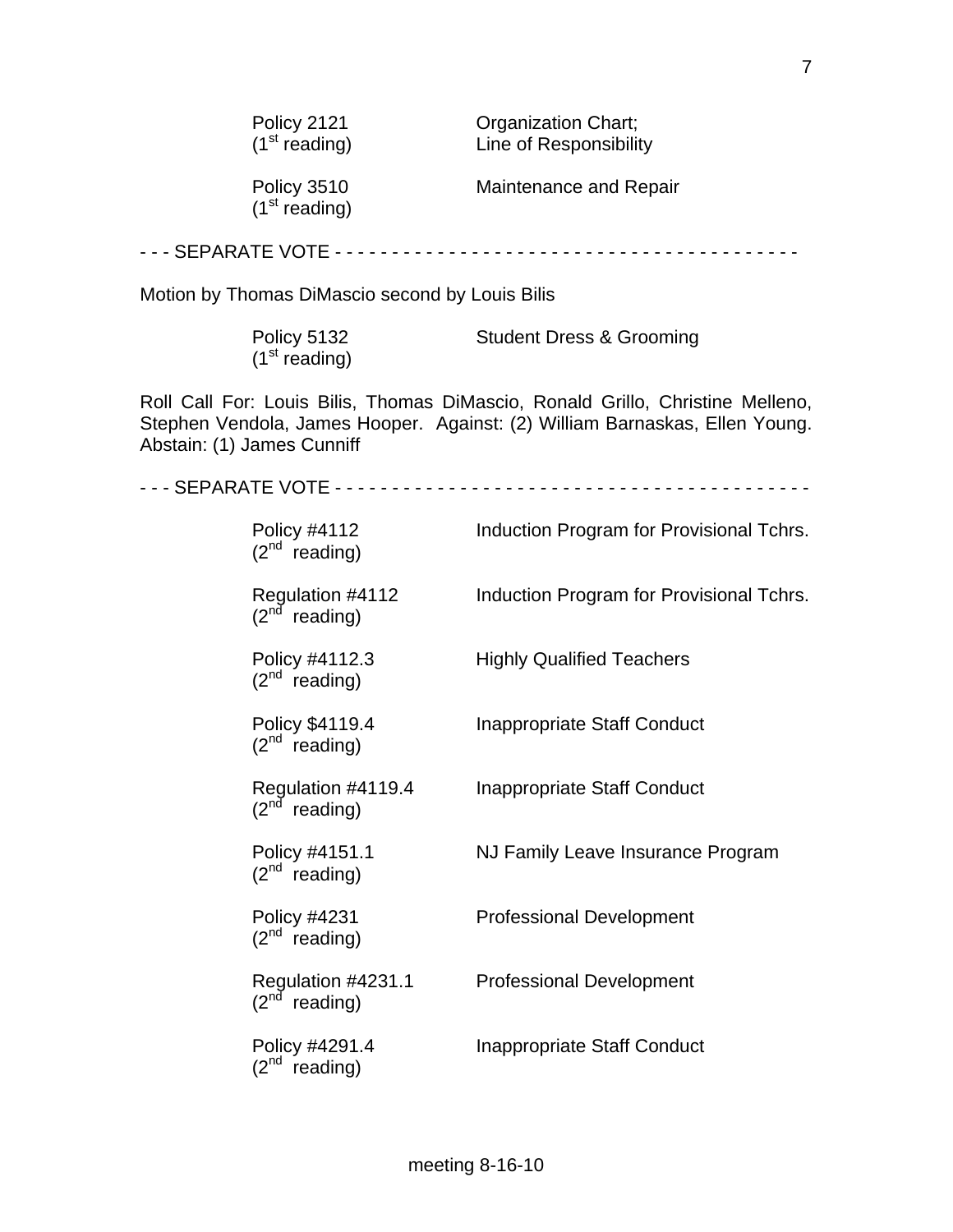| | |
|---|---|
| Policy 2121 (1st reading) | Organization Chart; Line of Responsibility |
| Policy 3510 (1st reading) | Maintenance and Repair |

- - - SEPARATE VOTE - - - - - - - - - - - - - - - - - - - - - - - - - - - - - - - - - - - - - - - - - -

Motion by Thomas DiMascio second by Louis Bilis

| | |
|---|---|
| Policy 5132 (1st reading) | Student Dress & Grooming |

Roll Call For: Louis Bilis, Thomas DiMascio, Ronald Grillo, Christine Melleno, Stephen Vendola, James Hooper. Against: (2) William Barnaskas, Ellen Young. Abstain: (1) James Cunniff

- - - SEPARATE VOTE - - - - - - - - - - - - - - - - - - - - - - - - - - - - - - - - - - - - - - - - - -

| | |
|---|---|
| Policy #4112 (2nd reading) | Induction Program for Provisional Tchrs. |
| Regulation #4112 (2nd reading) | Induction Program for Provisional Tchrs. |
| Policy #4112.3 (2nd reading) | Highly Qualified Teachers |
| Policy $4119.4 (2nd reading) | Inappropriate Staff Conduct |
| Regulation #4119.4 (2nd reading) | Inappropriate Staff Conduct |
| Policy #4151.1 (2nd reading) | NJ Family Leave Insurance Program |
| Policy #4231 (2nd reading) | Professional Development |
| Regulation #4231.1 (2nd reading) | Professional Development |
| Policy #4291.4 (2nd reading) | Inappropriate Staff Conduct |

meeting 8-16-10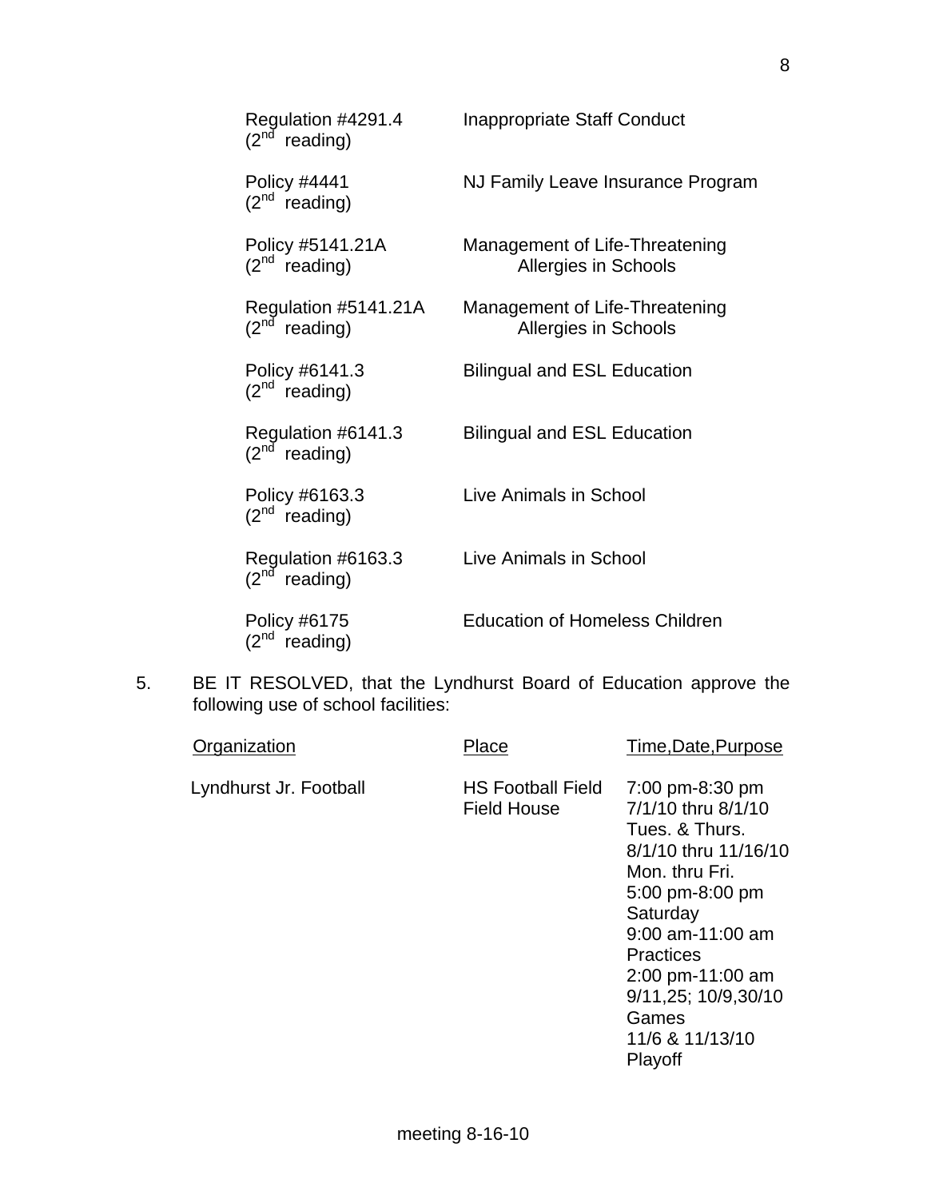| | |
|---|---|
| Regulation #4291.4 (2nd reading) | Inappropriate Staff Conduct |
| Policy #4441 (2nd reading) | NJ Family Leave Insurance Program |
| Policy #5141.21A (2nd reading) | Management of Life-Threatening Allergies in Schools |
| Regulation #5141.21A (2nd reading) | Management of Life-Threatening Allergies in Schools |
| Policy #6141.3 (2nd reading) | Bilingual and ESL Education |
| Regulation #6141.3 (2nd reading) | Bilingual and ESL Education |
| Policy #6163.3 (2nd reading) | Live Animals in School |
| Regulation #6163.3 (2nd reading) | Live Animals in School |
| Policy #6175 (2nd reading) | Education of Homeless Children |

5. BE IT RESOLVED, that the Lyndhurst Board of Education approve the following use of school facilities:

| Organization | Place | Time,Date,Purpose |
|---|---|---|
| Lyndhurst Jr. Football | HS Football Field<br>Field House | 7:00 pm-8:30 pm<br>7/1/10 thru 8/1/10<br>Tues. & Thurs.<br>8/1/10 thru 11/16/10<br>Mon. thru Fri.<br>5:00 pm-8:00 pm<br>Saturday<br>9:00 am-11:00 am<br>Practices<br>2:00 pm-11:00 am<br>9/11,25; 10/9,30/10<br>Games<br>11/6 & 11/13/10<br>Playoff |

meeting 8-16-10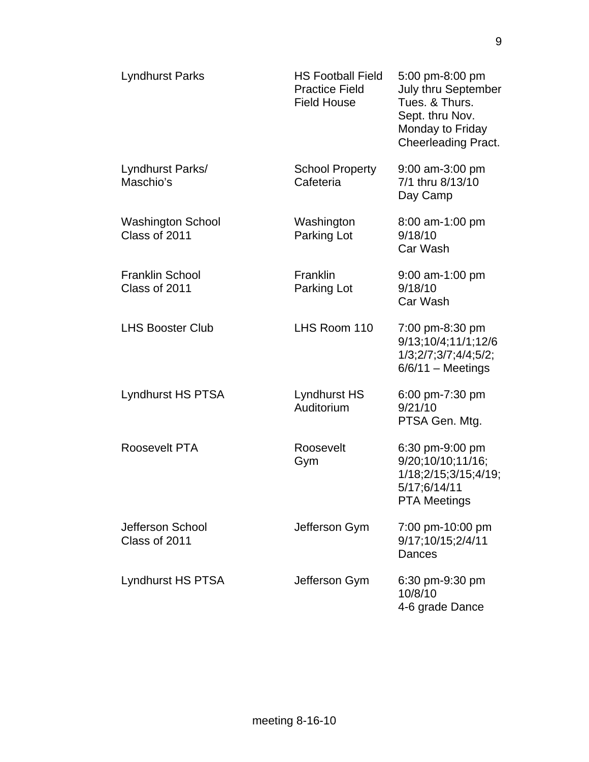| | | |
|---|---|---|
| Lyndhurst Parks | HS Football Field<br>Practice Field<br>Field House | 5:00 pm-8:00 pm<br>July thru September<br>Tues. & Thurs.<br>Sept. thru Nov.<br>Monday to Friday<br>Cheerleading Pract. |
| Lyndhurst Parks/<br>Maschio's | School Property<br>Cafeteria | 9:00 am-3:00 pm<br>7/1 thru 8/13/10<br>Day Camp |
| Washington School<br>Class of 2011 | Washington<br>Parking Lot | 8:00 am-1:00 pm<br>9/18/10<br>Car Wash |
| Franklin School<br>Class of 2011 | Franklin<br>Parking Lot | 9:00 am-1:00 pm<br>9/18/10<br>Car Wash |
| LHS Booster Club | LHS Room 110 | 7:00 pm-8:30 pm<br>9/13;10/4;11/1;12/6<br>1/3;2/7;3/7;4/4;5/2;<br>6/6/11 – Meetings |
| Lyndhurst HS PTSA | Lyndhurst HS<br>Auditorium | 6:00 pm-7:30 pm<br>9/21/10<br>PTSA Gen. Mtg. |
| Roosevelt PTA | Roosevelt<br>Gym | 6:30 pm-9:00 pm<br>9/20;10/10;11/16;<br>1/18;2/15;3/15;4/19;<br>5/17;6/14/11<br>PTA Meetings |
| Jefferson School<br>Class of 2011 | Jefferson Gym | 7:00 pm-10:00 pm<br>9/17;10/15;2/4/11<br>Dances |
| Lyndhurst HS PTSA | Jefferson Gym | 6:30 pm-9:30 pm<br>10/8/10<br>4-6 grade Dance |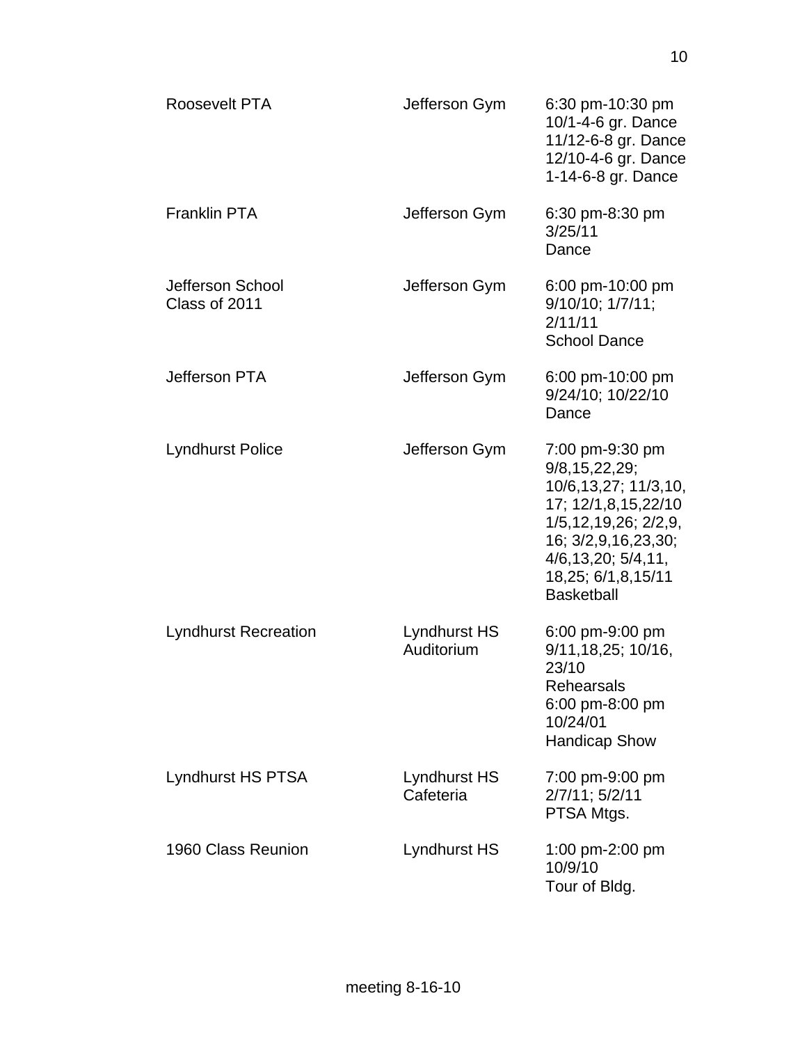| | | |
|---|---|---|
| Roosevelt PTA | Jefferson Gym | 6:30 pm-10:30 pm<br>10/1-4-6 gr. Dance<br>11/12-6-8 gr. Dance<br>12/10-4-6 gr. Dance<br>1-14-6-8 gr. Dance |
| Franklin PTA | Jefferson Gym | 6:30 pm-8:30 pm<br>3/25/11<br>Dance |
| Jefferson School Class of 2011 | Jefferson Gym | 6:00 pm-10:00 pm<br>9/10/10; 1/7/11;<br>2/11/11<br>School Dance |
| Jefferson PTA | Jefferson Gym | 6:00 pm-10:00 pm<br>9/24/10; 10/22/10<br>Dance |
| Lyndhurst Police | Jefferson Gym | 7:00 pm-9:30 pm<br>9/8,15,22,29;<br>10/6,13,27; 11/3,10,<br>17; 12/1,8,15,22/10<br>1/5,12,19,26; 2/2,9,<br>16; 3/2,9,16,23,30;<br>4/6,13,20; 5/4,11,<br>18,25; 6/1,8,15/11<br>Basketball |
| Lyndhurst Recreation | Lyndhurst HS Auditorium | 6:00 pm-9:00 pm<br>9/11,18,25; 10/16,<br>23/10<br>Rehearsals<br>6:00 pm-8:00 pm<br>10/24/01<br>Handicap Show |
| Lyndhurst HS PTSA | Lyndhurst HS Cafeteria | 7:00 pm-9:00 pm<br>2/7/11; 5/2/11<br>PTSA Mtgs. |
| 1960 Class Reunion | Lyndhurst HS | 1:00 pm-2:00 pm<br>10/9/10<br>Tour of Bldg. |

meeting 8-16-10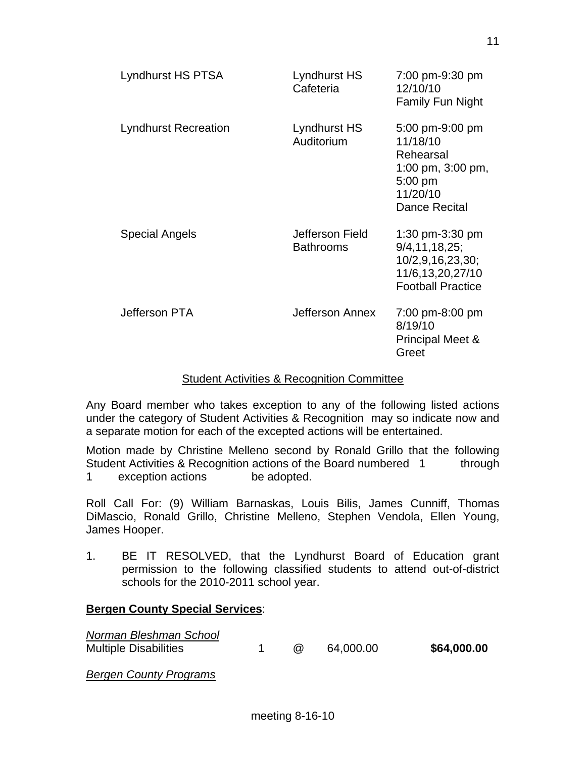| | | |
|---|---|---|
| Lyndhurst HS PTSA | Lyndhurst HS Cafeteria | 7:00 pm-9:30 pm 12/10/10 Family Fun Night |
| Lyndhurst Recreation | Lyndhurst HS Auditorium | 5:00 pm-9:00 pm 11/18/10 Rehearsal 1:00 pm, 3:00 pm, 5:00 pm 11/20/10 Dance Recital |
| Special Angels | Jefferson Field Bathrooms | 1:30 pm-3:30 pm 9/4,11,18,25; 10/2,9,16,23,30; 11/6,13,20,27/10 Football Practice |
| Jefferson PTA | Jefferson Annex | 7:00 pm-8:00 pm 8/19/10 Principal Meet & Greet |

## Student Activities & Recognition Committee

Any Board member who takes exception to any of the following listed actions under the category of Student Activities & Recognition may so indicate now and a separate motion for each of the excepted actions will be entertained.

Motion made by Christine Melleno second by Ronald Grillo that the following Student Activities & Recognition actions of the Board numbered 1 through 1 exception actions be adopted.

Roll Call For: (9) William Barnaskas, Louis Bilis, James Cunniff, Thomas DiMascio, Ronald Grillo, Christine Melleno, Stephen Vendola, Ellen Young, James Hooper.

1. BE IT RESOLVED, that the Lyndhurst Board of Education grant permission to the following classified students to attend out-of-district schools for the 2010-2011 school year.

**Bergen County Special Services**:

*Norman Bleshman School*

| | | | | |
|---|---|---|---|---|
| Multiple Disabilities | 1 | @ | 64,000.00 | **$64,000.00** |

*Bergen County Programs*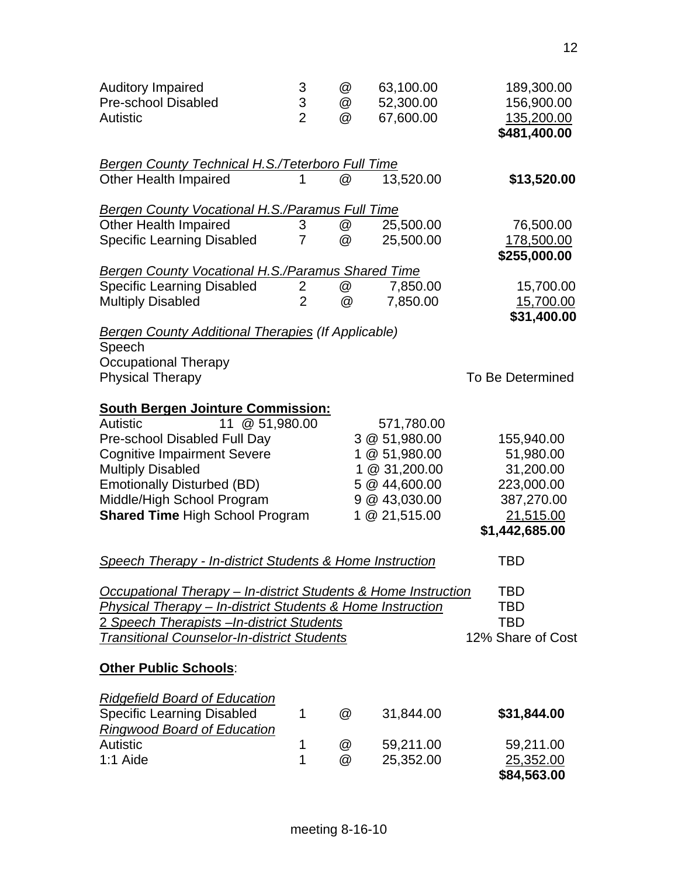| | | | | |
|---|---|---|---|---|
| Auditory Impaired | 3 | @ | 63,100.00 | 189,300.00 |
| Pre-school Disabled | 3 | @ | 52,300.00 | 156,900.00 |
| Autistic | 2 | @ | 67,600.00 | 135,200.00 |
| | | | | **$481,400.00** |

*Bergen County Technical H.S./Teterboro Full Time*

| | | | | |
|---|---|---|---|---|
| Other Health Impaired | 1 | @ | 13,520.00 | **$13,520.00** |

*Bergen County Vocational H.S./Paramus Full Time*

| | | | | |
|---|---|---|---|---|
| Other Health Impaired | 3 | @ | 25,500.00 | 76,500.00 |
| Specific Learning Disabled | 7 | @ | 25,500.00 | 178,500.00 |
| | | | | **$255,000.00** |

*Bergen County Vocational H.S./Paramus Shared Time*

| | | | | |
|---|---|---|---|---|
| Specific Learning Disabled | 2 | @ | 7,850.00 | 15,700.00 |
| Multiply Disabled | 2 | @ | 7,850.00 | 15,700.00 |
| | | | | **$31,400.00** |

*Bergen County Additional Therapies (If Applicable)*

Speech
Occupational Therapy
Physical Therapy — To Be Determined

**South Bergen Jointure Commission:**

| | | |
|---|---|---|
| Autistic 11 @ 51,980.00 | 571,780.00 | |
| Pre-school Disabled Full Day | 3 @ 51,980.00 | 155,940.00 |
| Cognitive Impairment Severe | 1 @ 51,980.00 | 51,980.00 |
| Multiply Disabled | 1 @ 31,200.00 | 31,200.00 |
| Emotionally Disturbed (BD) | 5 @ 44,600.00 | 223,000.00 |
| Middle/High School Program | 9 @ 43,030.00 | 387,270.00 |
| **Shared Time** High School Program | 1 @ 21,515.00 | 21,515.00 |
| | | **$1,442,685.00** |

| | |
|---|---|
| *Speech Therapy - In-district Students & Home Instruction* | TBD |
| *Occupational Therapy – In-district Students & Home Instruction* | TBD |
| *Physical Therapy – In-district Students & Home Instruction* | TBD |
| *2 Speech Therapists –In-district Students* | TBD |
| *Transitional Counselor-In-district Students* | 12% Share of Cost |

**Other Public Schools**:

*Ridgefield Board of Education*

| | | | | |
|---|---|---|---|---|
| Specific Learning Disabled | 1 | @ | 31,844.00 | **$31,844.00** |

*Ringwood Board of Education*

| | | | | |
|---|---|---|---|---|
| Autistic | 1 | @ | 59,211.00 | 59,211.00 |
| 1:1 Aide | 1 | @ | 25,352.00 | 25,352.00 |
| | | | | **$84,563.00** |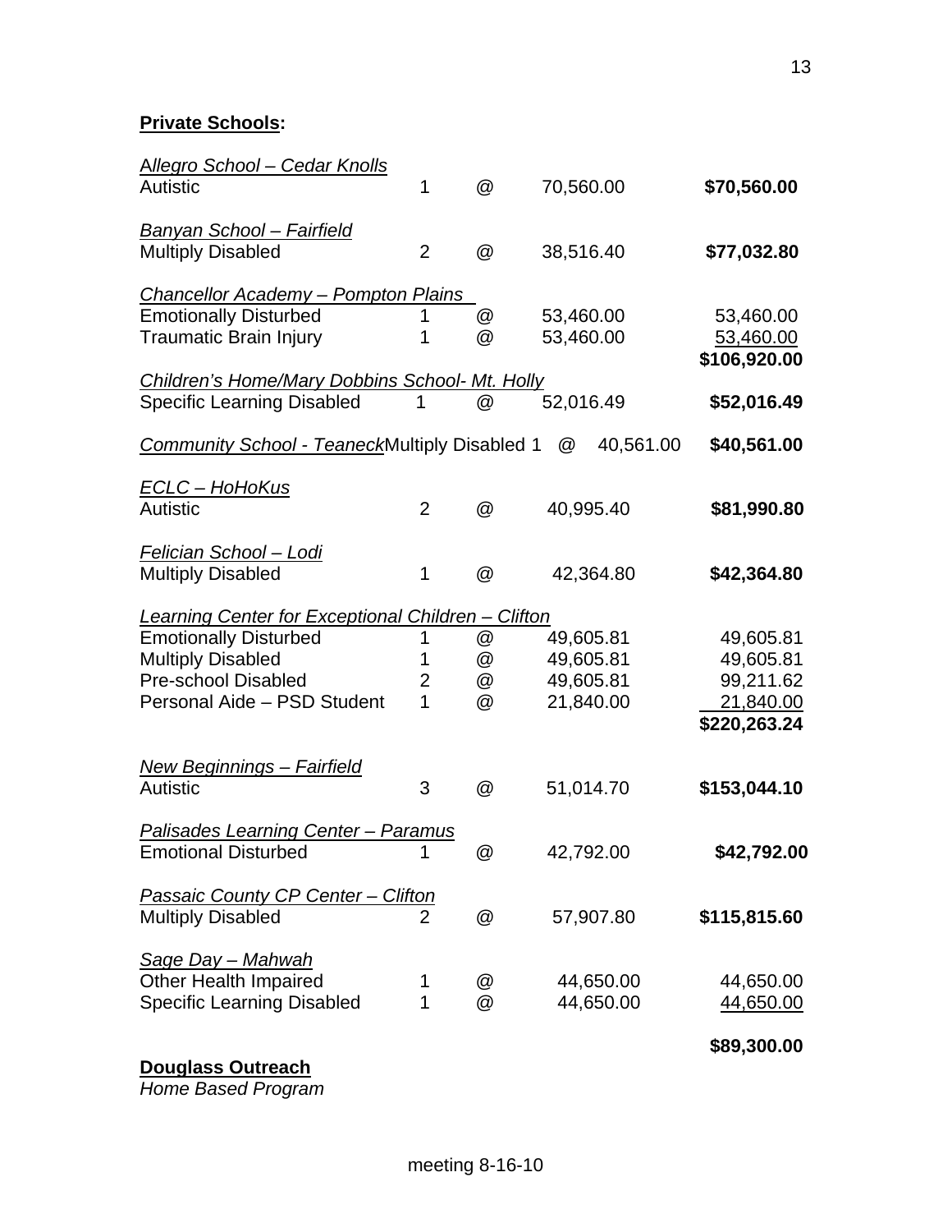**Private Schools:**

| | | | | |
|---|---|---|---|---|
| *Allegro School – Cedar Knolls* | | | | |
| Autistic | 1 | @ | 70,560.00 | **$70,560.00** |
| *Banyan School – Fairfield* | | | | |
| Multiply Disabled | 2 | @ | 38,516.40 | **$77,032.80** |
| *Chancellor Academy – Pompton Plains* | | | | |
| Emotionally Disturbed | 1 | @ | 53,460.00 | 53,460.00 |
| Traumatic Brain Injury | 1 | @ | 53,460.00 | 53,460.00 |
| | | | | **$106,920.00** |
| *Children's Home/Mary Dobbins School- Mt. Holly* | | | | |
| Specific Learning Disabled | 1 | @ | 52,016.49 | **$52,016.49** |
| *Community School - Teaneck* Multiply Disabled | 1 | @ | 40,561.00 | **$40,561.00** |
| *ECLC – HoHoKus* | | | | |
| Autistic | 2 | @ | 40,995.40 | **$81,990.80** |
| *Felician School – Lodi* | | | | |
| Multiply Disabled | 1 | @ | 42,364.80 | **$42,364.80** |
| *Learning Center for Exceptional Children – Clifton* | | | | |
| Emotionally Disturbed | 1 | @ | 49,605.81 | 49,605.81 |
| Multiply Disabled | 1 | @ | 49,605.81 | 49,605.81 |
| Pre-school Disabled | 2 | @ | 49,605.81 | 99,211.62 |
| Personal Aide – PSD Student | 1 | @ | 21,840.00 | 21,840.00 |
| | | | | **$220,263.24** |
| *New Beginnings – Fairfield* | | | | |
| Autistic | 3 | @ | 51,014.70 | **$153,044.10** |
| *Palisades Learning Center – Paramus* | | | | |
| Emotional Disturbed | 1 | @ | 42,792.00 | **$42,792.00** |
| *Passaic County CP Center – Clifton* | | | | |
| Multiply Disabled | 2 | @ | 57,907.80 | **$115,815.60** |
| *Sage Day – Mahwah* | | | | |
| Other Health Impaired | 1 | @ | 44,650.00 | 44,650.00 |
| Specific Learning Disabled | 1 | @ | 44,650.00 | 44,650.00 |
| | | | | **$89,300.00** |

**Douglass Outreach**

*Home Based Program*

meeting 8-16-10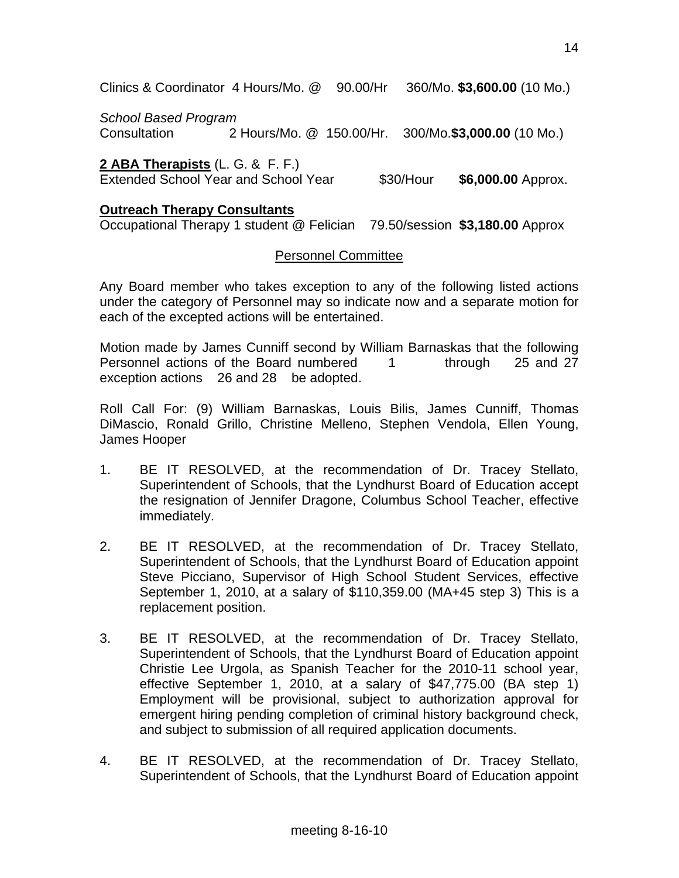Clinics & Coordinator 4 Hours/Mo. @ 90.00/Hr 360/Mo. **$3,600.00** (10 Mo.)

*School Based Program*
Consultation 2 Hours/Mo. @ 150.00/Hr. 300/Mo.**$3,000.00** (10 Mo.)

**2 ABA Therapists** (L. G. & F. F.)
Extended School Year and School Year $30/Hour **$6,000.00** Approx.

**Outreach Therapy Consultants**
Occupational Therapy 1 student @ Felician 79.50/session **$3,180.00** Approx

Personnel Committee

Any Board member who takes exception to any of the following listed actions under the category of Personnel may so indicate now and a separate motion for each of the excepted actions will be entertained.

Motion made by James Cunniff second by William Barnaskas that the following Personnel actions of the Board numbered 1 through 25 and 27 exception actions 26 and 28 be adopted.

Roll Call For: (9) William Barnaskas, Louis Bilis, James Cunniff, Thomas DiMascio, Ronald Grillo, Christine Melleno, Stephen Vendola, Ellen Young, James Hooper

1. BE IT RESOLVED, at the recommendation of Dr. Tracey Stellato, Superintendent of Schools, that the Lyndhurst Board of Education accept the resignation of Jennifer Dragone, Columbus School Teacher, effective immediately.

2. BE IT RESOLVED, at the recommendation of Dr. Tracey Stellato, Superintendent of Schools, that the Lyndhurst Board of Education appoint Steve Picciano, Supervisor of High School Student Services, effective September 1, 2010, at a salary of $110,359.00 (MA+45 step 3) This is a replacement position.

3. BE IT RESOLVED, at the recommendation of Dr. Tracey Stellato, Superintendent of Schools, that the Lyndhurst Board of Education appoint Christie Lee Urgola, as Spanish Teacher for the 2010-11 school year, effective September 1, 2010, at a salary of $47,775.00 (BA step 1) Employment will be provisional, subject to authorization approval for emergent hiring pending completion of criminal history background check, and subject to submission of all required application documents.

4. BE IT RESOLVED, at the recommendation of Dr. Tracey Stellato, Superintendent of Schools, that the Lyndhurst Board of Education appoint

meeting 8-16-10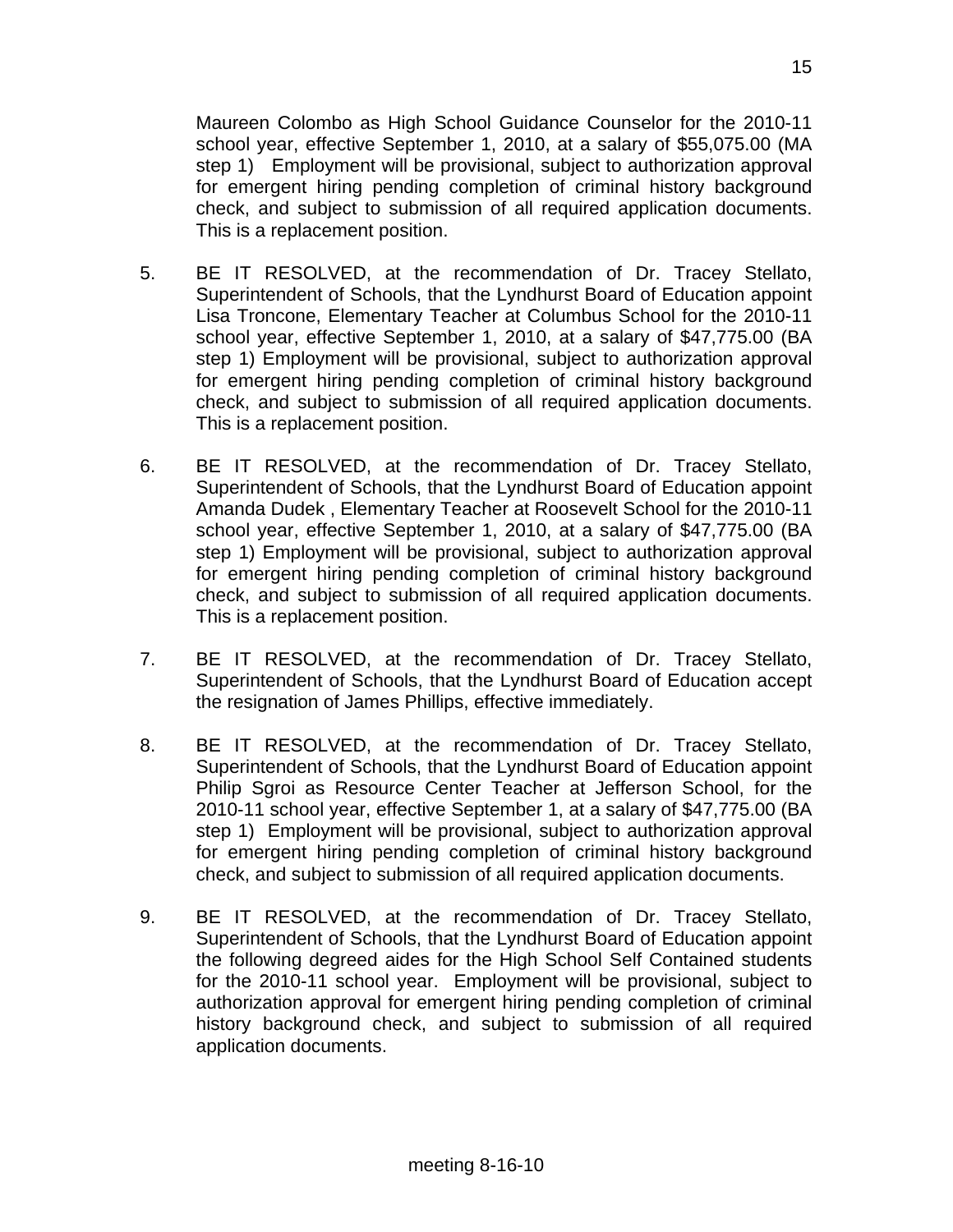Maureen Colombo as High School Guidance Counselor for the 2010-11 school year, effective September 1, 2010, at a salary of $55,075.00 (MA step 1) Employment will be provisional, subject to authorization approval for emergent hiring pending completion of criminal history background check, and subject to submission of all required application documents. This is a replacement position.

5. BE IT RESOLVED, at the recommendation of Dr. Tracey Stellato, Superintendent of Schools, that the Lyndhurst Board of Education appoint Lisa Troncone, Elementary Teacher at Columbus School for the 2010-11 school year, effective September 1, 2010, at a salary of $47,775.00 (BA step 1) Employment will be provisional, subject to authorization approval for emergent hiring pending completion of criminal history background check, and subject to submission of all required application documents. This is a replacement position.

6. BE IT RESOLVED, at the recommendation of Dr. Tracey Stellato, Superintendent of Schools, that the Lyndhurst Board of Education appoint Amanda Dudek , Elementary Teacher at Roosevelt School for the 2010-11 school year, effective September 1, 2010, at a salary of $47,775.00 (BA step 1) Employment will be provisional, subject to authorization approval for emergent hiring pending completion of criminal history background check, and subject to submission of all required application documents. This is a replacement position.

7. BE IT RESOLVED, at the recommendation of Dr. Tracey Stellato, Superintendent of Schools, that the Lyndhurst Board of Education accept the resignation of James Phillips, effective immediately.

8. BE IT RESOLVED, at the recommendation of Dr. Tracey Stellato, Superintendent of Schools, that the Lyndhurst Board of Education appoint Philip Sgroi as Resource Center Teacher at Jefferson School, for the 2010-11 school year, effective September 1, at a salary of $47,775.00 (BA step 1) Employment will be provisional, subject to authorization approval for emergent hiring pending completion of criminal history background check, and subject to submission of all required application documents.

9. BE IT RESOLVED, at the recommendation of Dr. Tracey Stellato, Superintendent of Schools, that the Lyndhurst Board of Education appoint the following degreed aides for the High School Self Contained students for the 2010-11 school year. Employment will be provisional, subject to authorization approval for emergent hiring pending completion of criminal history background check, and subject to submission of all required application documents.

meeting 8-16-10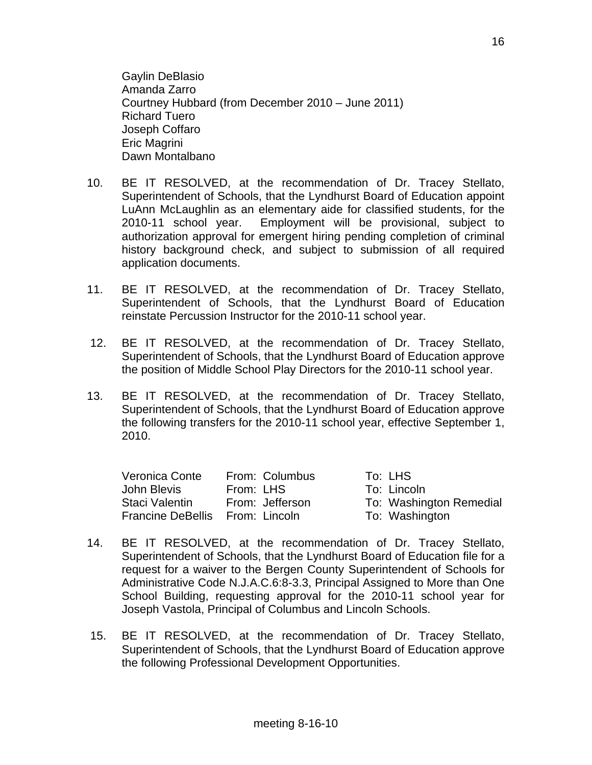Gaylin DeBlasio
Amanda Zarro
Courtney Hubbard (from December 2010 – June 2011)
Richard Tuero
Joseph Coffaro
Eric Magrini
Dawn Montalbano

10. BE IT RESOLVED, at the recommendation of Dr. Tracey Stellato, Superintendent of Schools, that the Lyndhurst Board of Education appoint LuAnn McLaughlin as an elementary aide for classified students, for the 2010-11 school year. Employment will be provisional, subject to authorization approval for emergent hiring pending completion of criminal history background check, and subject to submission of all required application documents.

11. BE IT RESOLVED, at the recommendation of Dr. Tracey Stellato, Superintendent of Schools, that the Lyndhurst Board of Education reinstate Percussion Instructor for the 2010-11 school year.

12. BE IT RESOLVED, at the recommendation of Dr. Tracey Stellato, Superintendent of Schools, that the Lyndhurst Board of Education approve the position of Middle School Play Directors for the 2010-11 school year.

13. BE IT RESOLVED, at the recommendation of Dr. Tracey Stellato, Superintendent of Schools, that the Lyndhurst Board of Education approve the following transfers for the 2010-11 school year, effective September 1, 2010.

| Name | From | To |
|---|---|---|
| Veronica Conte | From: Columbus | To: LHS |
| John Blevis | From: LHS | To: Lincoln |
| Staci Valentin | From: Jefferson | To: Washington Remedial |
| Francine DeBellis | From: Lincoln | To: Washington |

14. BE IT RESOLVED, at the recommendation of Dr. Tracey Stellato, Superintendent of Schools, that the Lyndhurst Board of Education file for a request for a waiver to the Bergen County Superintendent of Schools for Administrative Code N.J.A.C.6:8-3.3, Principal Assigned to More than One School Building, requesting approval for the 2010-11 school year for Joseph Vastola, Principal of Columbus and Lincoln Schools.

15. BE IT RESOLVED, at the recommendation of Dr. Tracey Stellato, Superintendent of Schools, that the Lyndhurst Board of Education approve the following Professional Development Opportunities.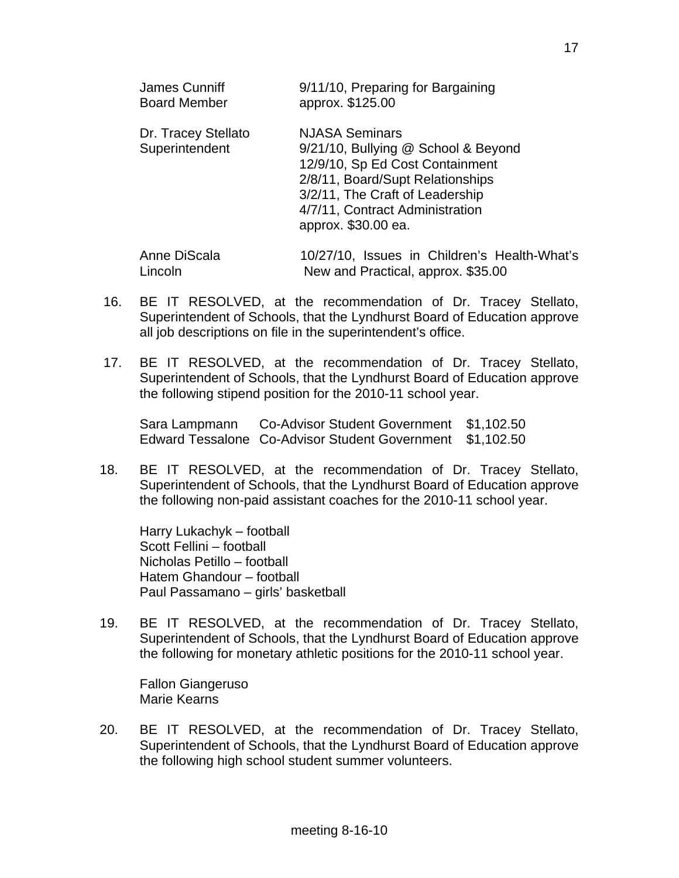| | |
|---|---|
| James Cunniff<br>Board Member | 9/11/10, Preparing for Bargaining<br>approx. $125.00 |
| Dr. Tracey Stellato<br>Superintendent | NJASA Seminars<br>9/21/10, Bullying @ School & Beyond<br>12/9/10, Sp Ed Cost Containment<br>2/8/11, Board/Supt Relationships<br>3/2/11, The Craft of Leadership<br>4/7/11, Contract Administration<br>approx. $30.00 ea. |
| Anne DiScala<br>Lincoln | 10/27/10, Issues in Children's Health-What's New and Practical, approx. $35.00 |

16. BE IT RESOLVED, at the recommendation of Dr. Tracey Stellato, Superintendent of Schools, that the Lyndhurst Board of Education approve all job descriptions on file in the superintendent's office.

17. BE IT RESOLVED, at the recommendation of Dr. Tracey Stellato, Superintendent of Schools, that the Lyndhurst Board of Education approve the following stipend position for the 2010-11 school year.

| | | |
|---|---|---|
| Sara Lampmann | Co-Advisor Student Government | $1,102.50 |
| Edward Tessalone | Co-Advisor Student Government | $1,102.50 |

18. BE IT RESOLVED, at the recommendation of Dr. Tracey Stellato, Superintendent of Schools, that the Lyndhurst Board of Education approve the following non-paid assistant coaches for the 2010-11 school year.

    Harry Lukachyk – football
    Scott Fellini – football
    Nicholas Petillo – football
    Hatem Ghandour – football
    Paul Passamano – girls' basketball

19. BE IT RESOLVED, at the recommendation of Dr. Tracey Stellato, Superintendent of Schools, that the Lyndhurst Board of Education approve the following for monetary athletic positions for the 2010-11 school year.

    Fallon Giangeruso
    Marie Kearns

20. BE IT RESOLVED, at the recommendation of Dr. Tracey Stellato, Superintendent of Schools, that the Lyndhurst Board of Education approve the following high school student summer volunteers.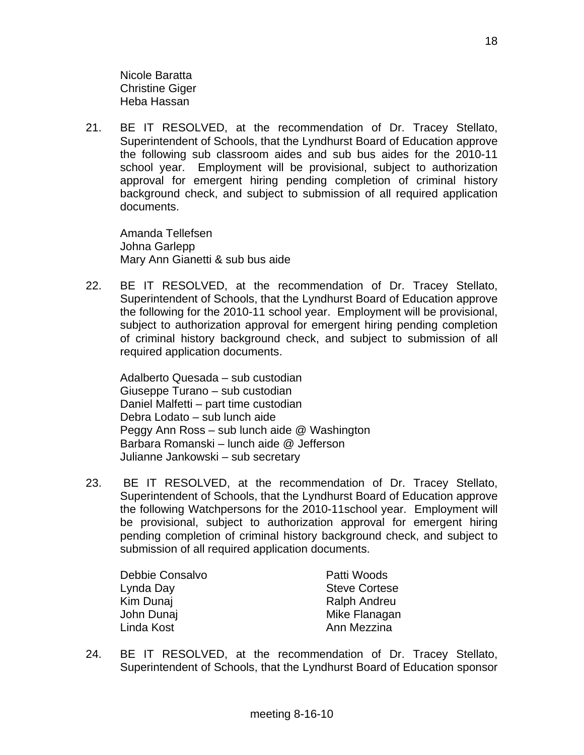Nicole Baratta
Christine Giger
Heba Hassan

21. BE IT RESOLVED, at the recommendation of Dr. Tracey Stellato, Superintendent of Schools, that the Lyndhurst Board of Education approve the following sub classroom aides and sub bus aides for the 2010-11 school year. Employment will be provisional, subject to authorization approval for emergent hiring pending completion of criminal history background check, and subject to submission of all required application documents.

    Amanda Tellefsen
    Johna Garlepp
    Mary Ann Gianetti & sub bus aide

22. BE IT RESOLVED, at the recommendation of Dr. Tracey Stellato, Superintendent of Schools, that the Lyndhurst Board of Education approve the following for the 2010-11 school year. Employment will be provisional, subject to authorization approval for emergent hiring pending completion of criminal history background check, and subject to submission of all required application documents.

    Adalberto Quesada – sub custodian
    Giuseppe Turano – sub custodian
    Daniel Malfetti – part time custodian
    Debra Lodato – sub lunch aide
    Peggy Ann Ross – sub lunch aide @ Washington
    Barbara Romanski – lunch aide @ Jefferson
    Julianne Jankowski – sub secretary

23. BE IT RESOLVED, at the recommendation of Dr. Tracey Stellato, Superintendent of Schools, that the Lyndhurst Board of Education approve the following Watchpersons for the 2010-11school year. Employment will be provisional, subject to authorization approval for emergent hiring pending completion of criminal history background check, and subject to submission of all required application documents.

    Debbie Consalvo
    Lynda Day
    Kim Dunaj
    John Dunaj
    Linda Kost
    Patti Woods
    Steve Cortese
    Ralph Andreu
    Mike Flanagan
    Ann Mezzina

24. BE IT RESOLVED, at the recommendation of Dr. Tracey Stellato, Superintendent of Schools, that the Lyndhurst Board of Education sponsor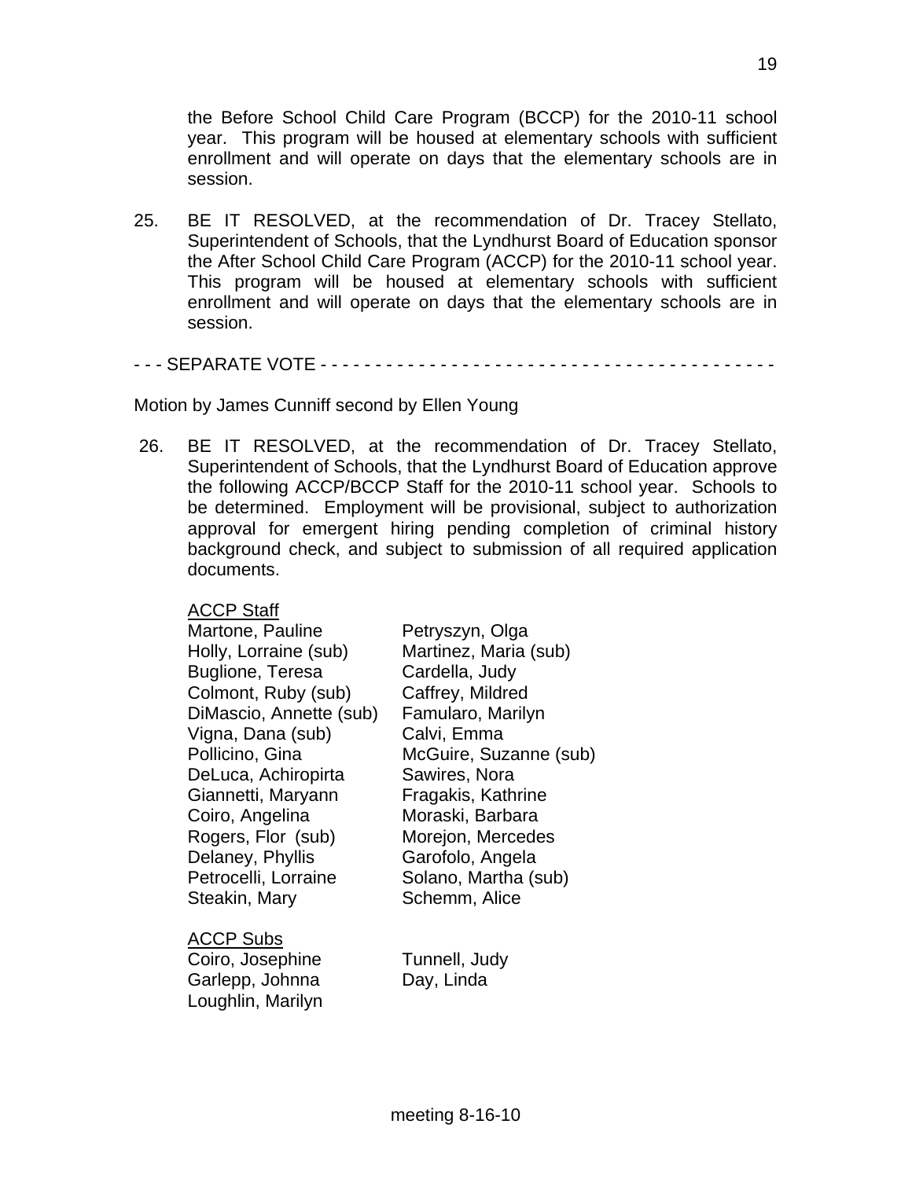the Before School Child Care Program (BCCP) for the 2010-11 school year. This program will be housed at elementary schools with sufficient enrollment and will operate on days that the elementary schools are in session.

25. BE IT RESOLVED, at the recommendation of Dr. Tracey Stellato, Superintendent of Schools, that the Lyndhurst Board of Education sponsor the After School Child Care Program (ACCP) for the 2010-11 school year. This program will be housed at elementary schools with sufficient enrollment and will operate on days that the elementary schools are in session.

- - - SEPARATE VOTE - - - - - - - - - - - - - - - - - - - - - - - - - - - - - - - - - - - - - - - - - -

Motion by James Cunniff second by Ellen Young

26. BE IT RESOLVED, at the recommendation of Dr. Tracey Stellato, Superintendent of Schools, that the Lyndhurst Board of Education approve the following ACCP/BCCP Staff for the 2010-11 school year. Schools to be determined. Employment will be provisional, subject to authorization approval for emergent hiring pending completion of criminal history background check, and subject to submission of all required application documents.

<u>ACCP Staff</u>

| | |
|---|---|
| Martone, Pauline | Petryszyn, Olga |
| Holly, Lorraine (sub) | Martinez, Maria (sub) |
| Buglione, Teresa | Cardella, Judy |
| Colmont, Ruby (sub) | Caffrey, Mildred |
| DiMascio, Annette (sub) | Famularo, Marilyn |
| Vigna, Dana (sub) | Calvi, Emma |
| Pollicino, Gina | McGuire, Suzanne (sub) |
| DeLuca, Achiropirta | Sawires, Nora |
| Giannetti, Maryann | Fragakis, Kathrine |
| Coiro, Angelina | Moraski, Barbara |
| Rogers, Flor (sub) | Morejon, Mercedes |
| Delaney, Phyllis | Garofolo, Angela |
| Petrocelli, Lorraine | Solano, Martha (sub) |
| Steakin, Mary | Schemm, Alice |

<u>ACCP Subs</u>

| | |
|---|---|
| Coiro, Josephine | Tunnell, Judy |
| Garlepp, Johnna | Day, Linda |
| Loughlin, Marilyn | |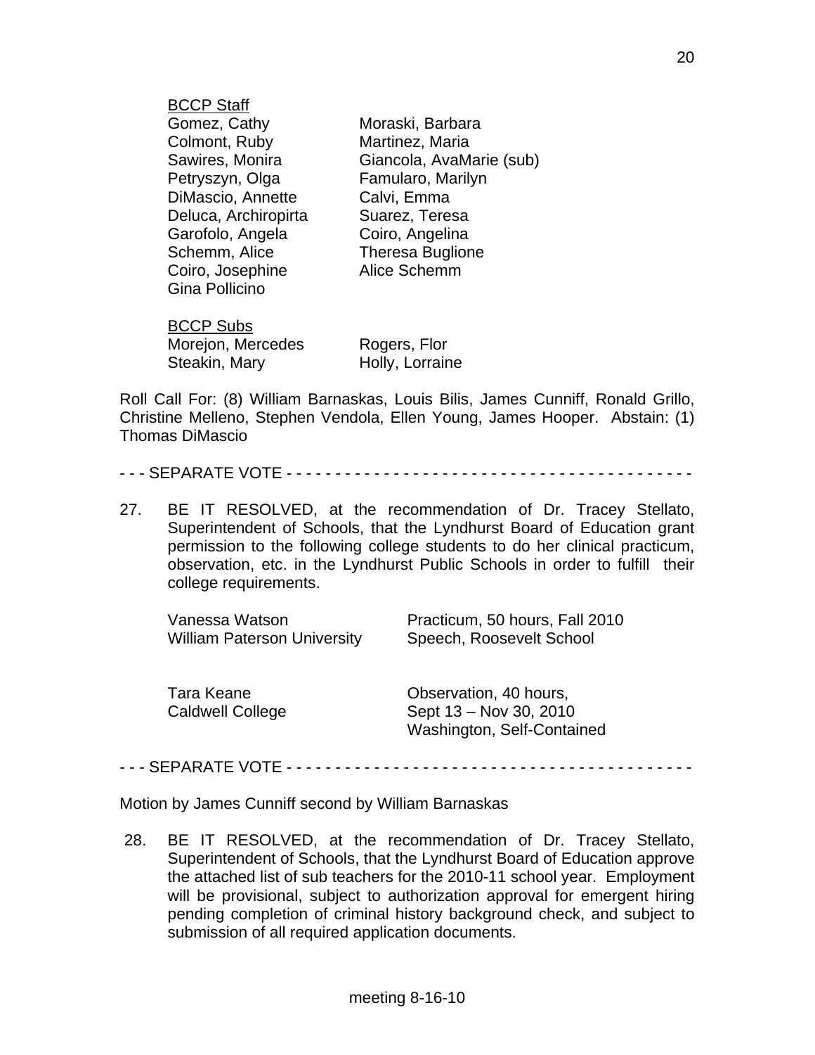BCCP Staff

| | |
|---|---|
| Gomez, Cathy | Moraski, Barbara |
| Colmont, Ruby | Martinez, Maria |
| Sawires, Monira | Giancola, AvaMarie (sub) |
| Petryszyn, Olga | Famularo, Marilyn |
| DiMascio, Annette | Calvi, Emma |
| Deluca, Archiropirta | Suarez, Teresa |
| Garofolo, Angela | Coiro, Angelina |
| Schemm, Alice | Theresa Buglione |
| Coiro, Josephine | Alice Schemm |
| Gina Pollicino | |

BCCP Subs

| | |
|---|---|
| Morejon, Mercedes | Rogers, Flor |
| Steakin, Mary | Holly, Lorraine |

Roll Call For: (8) William Barnaskas, Louis Bilis, James Cunniff, Ronald Grillo, Christine Melleno, Stephen Vendola, Ellen Young, James Hooper. Abstain: (1) Thomas DiMascio

- - - SEPARATE VOTE - - - - - - - - - - - - - - - - - - - - - - - - - - - - - - - - - - - - - - - - - - -

27. BE IT RESOLVED, at the recommendation of Dr. Tracey Stellato, Superintendent of Schools, that the Lyndhurst Board of Education grant permission to the following college students to do her clinical practicum, observation, etc. in the Lyndhurst Public Schools in order to fulfill their college requirements.

| | |
|---|---|
| Vanessa Watson<br>William Paterson University | Practicum, 50 hours, Fall 2010<br>Speech, Roosevelt School |
| Tara Keane<br>Caldwell College | Observation, 40 hours,<br>Sept 13 – Nov 30, 2010<br>Washington, Self-Contained |

- - - SEPARATE VOTE - - - - - - - - - - - - - - - - - - - - - - - - - - - - - - - - - - - - - - - - - - -

Motion by James Cunniff second by William Barnaskas

28. BE IT RESOLVED, at the recommendation of Dr. Tracey Stellato, Superintendent of Schools, that the Lyndhurst Board of Education approve the attached list of sub teachers for the 2010-11 school year. Employment will be provisional, subject to authorization approval for emergent hiring pending completion of criminal history background check, and subject to submission of all required application documents.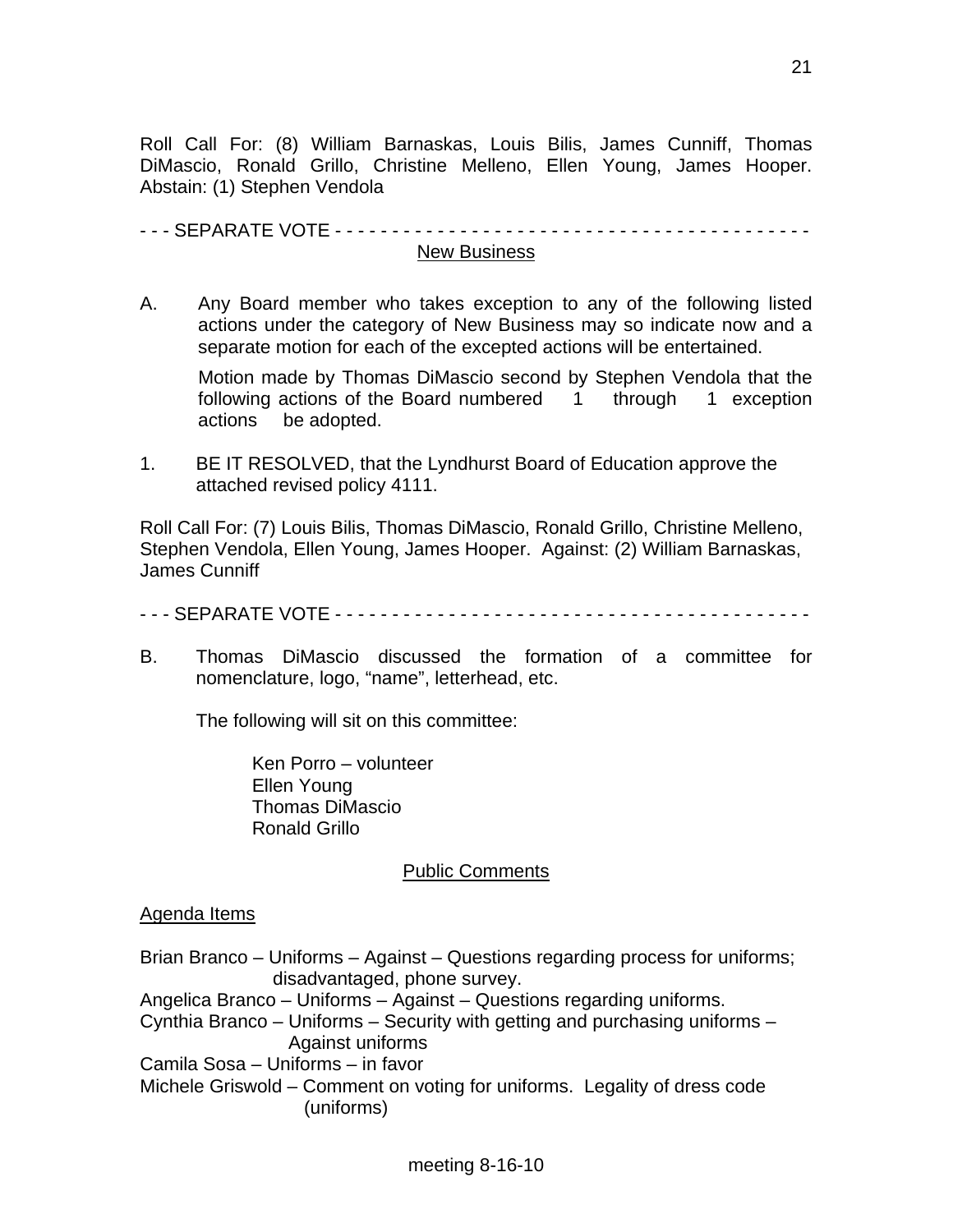Roll Call For: (8) William Barnaskas, Louis Bilis, James Cunniff, Thomas DiMascio, Ronald Grillo, Christine Melleno, Ellen Young, James Hooper. Abstain: (1) Stephen Vendola

- - - SEPARATE VOTE - - - - - - - - - - - - - - - - - - - - - - - - - - - - - - - - - - - - - - - - - - -

## New Business

A. Any Board member who takes exception to any of the following listed actions under the category of New Business may so indicate now and a separate motion for each of the excepted actions will be entertained.

Motion made by Thomas DiMascio second by Stephen Vendola that the following actions of the Board numbered 1 through 1 exception actions be adopted.

1. BE IT RESOLVED, that the Lyndhurst Board of Education approve the attached revised policy 4111.

Roll Call For: (7) Louis Bilis, Thomas DiMascio, Ronald Grillo, Christine Melleno, Stephen Vendola, Ellen Young, James Hooper. Against: (2) William Barnaskas, James Cunniff

- - - SEPARATE VOTE - - - - - - - - - - - - - - - - - - - - - - - - - - - - - - - - - - - - - - - - - - -

B. Thomas DiMascio discussed the formation of a committee for nomenclature, logo, "name", letterhead, etc.

The following will sit on this committee:

Ken Porro – volunteer
Ellen Young
Thomas DiMascio
Ronald Grillo

## Public Comments

Agenda Items

Brian Branco – Uniforms – Against – Questions regarding process for uniforms; disadvantaged, phone survey.
Angelica Branco – Uniforms – Against – Questions regarding uniforms.
Cynthia Branco – Uniforms – Security with getting and purchasing uniforms – Against uniforms
Camila Sosa – Uniforms – in favor
Michele Griswold – Comment on voting for uniforms. Legality of dress code (uniforms)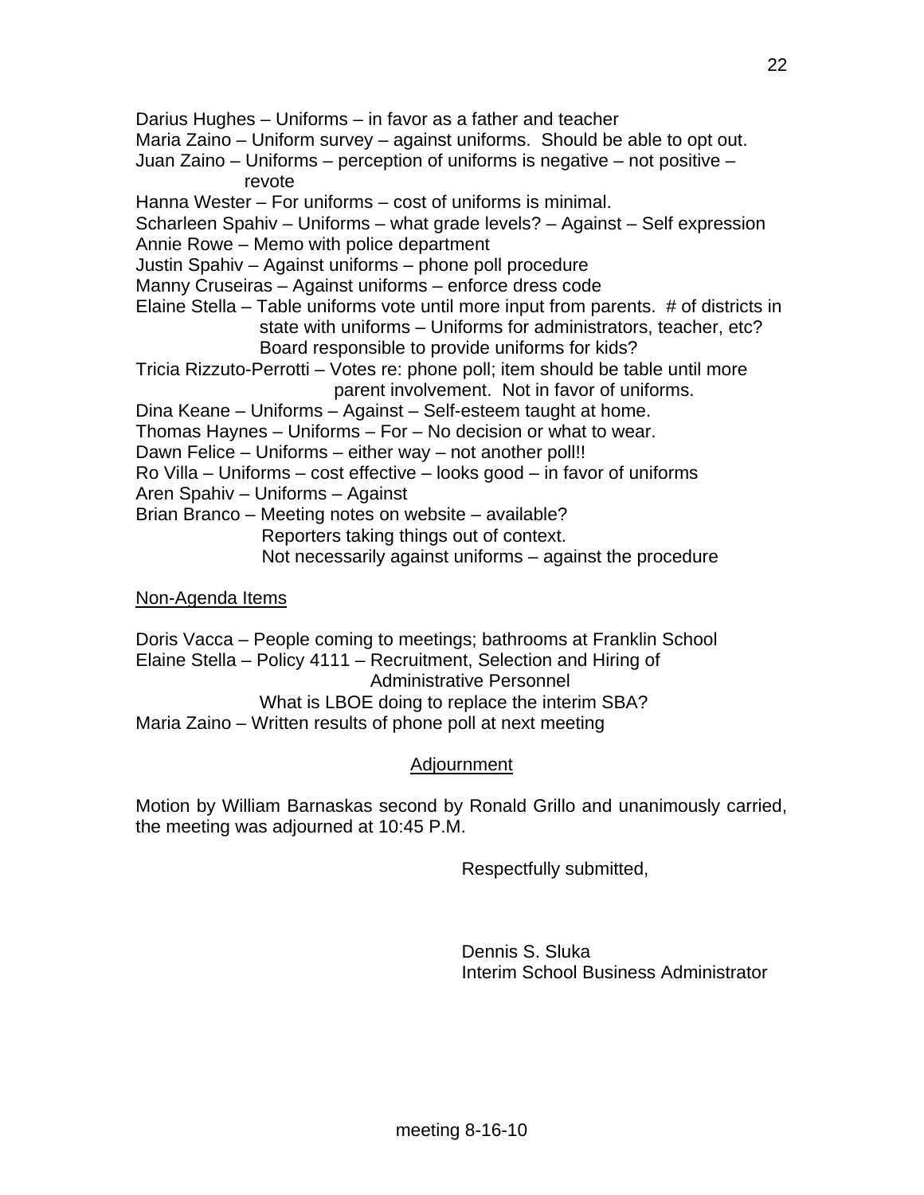Darius Hughes – Uniforms – in favor as a father and teacher
Maria Zaino – Uniform survey – against uniforms. Should be able to opt out.
Juan Zaino – Uniforms – perception of uniforms is negative – not positive – revote
Hanna Wester – For uniforms – cost of uniforms is minimal.
Scharleen Spahiv – Uniforms – what grade levels? – Against – Self expression
Annie Rowe – Memo with police department
Justin Spahiv – Against uniforms – phone poll procedure
Manny Cruseiras – Against uniforms – enforce dress code
Elaine Stella – Table uniforms vote until more input from parents. # of districts in state with uniforms – Uniforms for administrators, teacher, etc? Board responsible to provide uniforms for kids?
Tricia Rizzuto-Perrotti – Votes re: phone poll; item should be table until more parent involvement. Not in favor of uniforms.
Dina Keane – Uniforms – Against – Self-esteem taught at home.
Thomas Haynes – Uniforms – For – No decision or what to wear.
Dawn Felice – Uniforms – either way – not another poll!!
Ro Villa – Uniforms – cost effective – looks good – in favor of uniforms
Aren Spahiv – Uniforms – Against
Brian Branco – Meeting notes on website – available?
Reporters taking things out of context.
Not necessarily against uniforms – against the procedure

Non-Agenda Items

Doris Vacca – People coming to meetings; bathrooms at Franklin School
Elaine Stella – Policy 4111 – Recruitment, Selection and Hiring of Administrative Personnel
What is LBOE doing to replace the interim SBA?
Maria Zaino – Written results of phone poll at next meeting

## Adjournment

Motion by William Barnaskas second by Ronald Grillo and unanimously carried, the meeting was adjourned at 10:45 P.M.

Respectfully submitted,

Dennis S. Sluka
Interim School Business Administrator

meeting 8-16-10